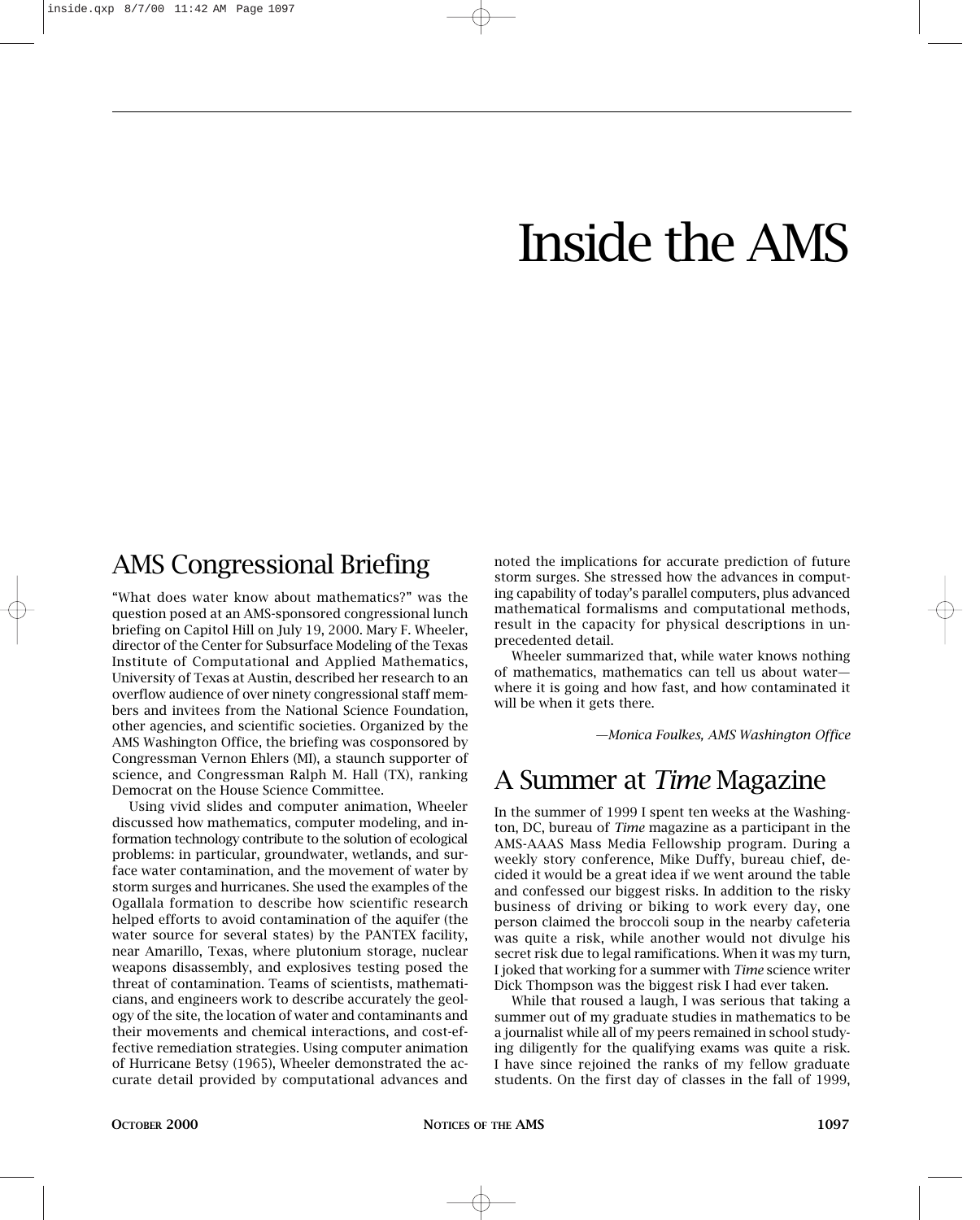# Inside the AMS

## AMS Congressional Briefing

"What does water know about mathematics?" was the question posed at an AMS-sponsored congressional lunch briefing on Capitol Hill on July 19, 2000. Mary F. Wheeler, director of the Center for Subsurface Modeling of the Texas Institute of Computational and Applied Mathematics, University of Texas at Austin, described her research to an overflow audience of over ninety congressional staff members and invitees from the National Science Foundation, other agencies, and scientific societies. Organized by the AMS Washington Office, the briefing was cosponsored by Congressman Vernon Ehlers (MI), a staunch supporter of science, and Congressman Ralph M. Hall (TX), ranking Democrat on the House Science Committee.

Using vivid slides and computer animation, Wheeler discussed how mathematics, computer modeling, and information technology contribute to the solution of ecological problems: in particular, groundwater, wetlands, and surface water contamination, and the movement of water by storm surges and hurricanes. She used the examples of the Ogallala formation to describe how scientific research helped efforts to avoid contamination of the aquifer (the water source for several states) by the PANTEX facility, near Amarillo, Texas, where plutonium storage, nuclear weapons disassembly, and explosives testing posed the threat of contamination. Teams of scientists, mathematicians, and engineers work to describe accurately the geology of the site, the location of water and contaminants and their movements and chemical interactions, and cost-effective remediation strategies. Using computer animation of Hurricane Betsy (1965), Wheeler demonstrated the accurate detail provided by computational advances and noted the implications for accurate prediction of future storm surges. She stressed how the advances in computing capability of today's parallel computers, plus advanced mathematical formalisms and computational methods, result in the capacity for physical descriptions in unprecedented detail.

Wheeler summarized that, while water knows nothing of mathematics, mathematics can tell us about water—where it is going and how fast, and how contaminated it will be when it gets there.

*—Monica Foulkes, AMS Washington Office*

## A Summer at *Time* Magazine

In the summer of 1999 I spent ten weeks at the Washington, DC, bureau of *Time* magazine as a participant in the AMS-AAAS Mass Media Fellowship program. During a weekly story conference, Mike Duffy, bureau chief, decided it would be a great idea if we went around the table and confessed our biggest risks. In addition to the risky business of driving or biking to work every day, one person claimed the broccoli soup in the nearby cafeteria was quite a risk, while another would not divulge his secret risk due to legal ramifications. When it was my turn, I joked that working for a summer with *Time* science writer Dick Thompson was the biggest risk I had ever taken.

While that roused a laugh, I was serious that taking a summer out of my graduate studies in mathematics to be a journalist while all of my peers remained in school studying diligently for the qualifying exams was quite a risk. I have since rejoined the ranks of my fellow graduate students. On the first day of classes in the fall of 1999,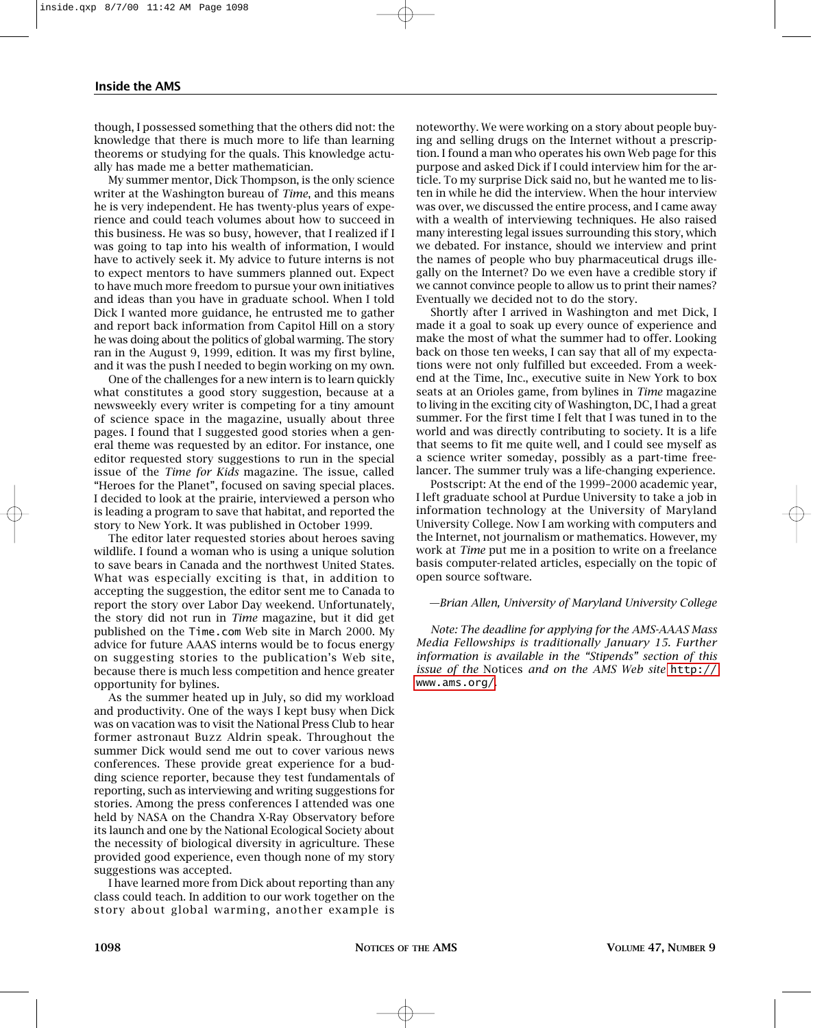though, I possessed something that the others did not: the knowledge that there is much more to life than learning theorems or studying for the quals. This knowledge actually has made me a better mathematician.

My summer mentor, Dick Thompson, is the only science writer at the Washington bureau of *Time*, and this means he is very independent. He has twenty-plus years of experience and could teach volumes about how to succeed in this business. He was so busy, however, that I realized if I was going to tap into his wealth of information, I would have to actively seek it. My advice to future interns is not to expect mentors to have summers planned out. Expect to have much more freedom to pursue your own initiatives and ideas than you have in graduate school. When I told Dick I wanted more guidance, he entrusted me to gather and report back information from Capitol Hill on a story he was doing about the politics of global warming. The story ran in the August 9, 1999, edition. It was my first byline, and it was the push I needed to begin working on my own.

One of the challenges for a new intern is to learn quickly what constitutes a good story suggestion, because at a newsweekly every writer is competing for a tiny amount of science space in the magazine, usually about three pages. I found that I suggested good stories when a general theme was requested by an editor. For instance, one editor requested story suggestions to run in the special issue of the *Time for Kids* magazine. The issue, called "Heroes for the Planet", focused on saving special places. I decided to look at the prairie, interviewed a person who is leading a program to save that habitat, and reported the story to New York. It was published in October 1999.

The editor later requested stories about heroes saving wildlife. I found a woman who is using a unique solution to save bears in Canada and the northwest United States. What was especially exciting is that, in addition to accepting the suggestion, the editor sent me to Canada to report the story over Labor Day weekend. Unfortunately, the story did not run in *Time* magazine, but it did get published on the `Time.com` Web site in March 2000. My advice for future AAAS interns would be to focus energy on suggesting stories to the publication's Web site, because there is much less competition and hence greater opportunity for bylines.

As the summer heated up in July, so did my workload and productivity. One of the ways I kept busy when Dick was on vacation was to visit the National Press Club to hear former astronaut Buzz Aldrin speak. Throughout the summer Dick would send me out to cover various news conferences. These provide great experience for a budding science reporter, because they test fundamentals of reporting, such as interviewing and writing suggestions for stories. Among the press conferences I attended was one held by NASA on the Chandra X-Ray Observatory before its launch and one by the National Ecological Society about the necessity of biological diversity in agriculture. These provided good experience, even though none of my story suggestions was accepted.

I have learned more from Dick about reporting than any class could teach. In addition to our work together on the story about global warming, another example is noteworthy. We were working on a story about people buying and selling drugs on the Internet without a prescription. I found a man who operates his own Web page for this purpose and asked Dick if I could interview him for the article. To my surprise Dick said no, but he wanted me to listen in while he did the interview. When the hour interview was over, we discussed the entire process, and I came away with a wealth of interviewing techniques. He also raised many interesting legal issues surrounding this story, which we debated. For instance, should we interview and print the names of people who buy pharmaceutical drugs illegally on the Internet? Do we even have a credible story if we cannot convince people to allow us to print their names? Eventually we decided not to do the story.

Shortly after I arrived in Washington and met Dick, I made it a goal to soak up every ounce of experience and make the most of what the summer had to offer. Looking back on those ten weeks, I can say that all of my expectations were not only fulfilled but exceeded. From a weekend at the Time, Inc., executive suite in New York to box seats at an Orioles game, from bylines in *Time* magazine to living in the exciting city of Washington, DC, I had a great summer. For the first time I felt that I was tuned in to the world and was directly contributing to society. It is a life that seems to fit me quite well, and I could see myself as a science writer someday, possibly as a part-time freelancer. The summer truly was a life-changing experience.

Postscript: At the end of the 1999–2000 academic year, I left graduate school at Purdue University to take a job in information technology at the University of Maryland University College. Now I am working with computers and the Internet, not journalism or mathematics. However, my work at *Time* put me in a position to write on a freelance basis computer-related articles, especially on the topic of open source software.

*—Brian Allen, University of Maryland University College*

*Note: The deadline for applying for the AMS-AAAS Mass Media Fellowships is traditionally January 15. Further information is available in the "Stipends" section of this issue of the* Notices *and on the AMS Web site* `http://www.ams.org/`.